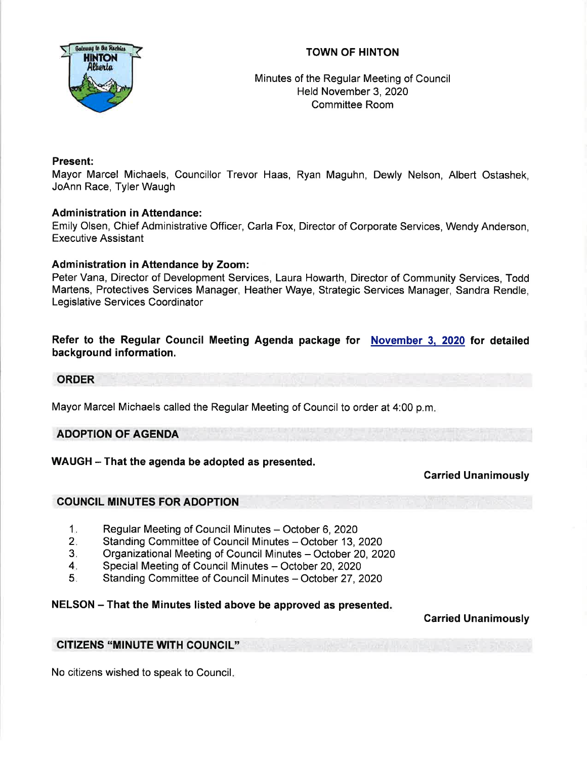# TOWN OF HINTON

Minutes of the Regular Meeting of Council
Held November 3, 2020
Committee Room

**Present:**
Mayor Marcel Michaels, Councillor Trevor Haas, Ryan Maguhn, Dewly Nelson, Albert Ostashek, JoAnn Race, Tyler Waugh

**Administration in Attendance:**
Emily Olsen, Chief Administrative Officer, Carla Fox, Director of Corporate Services, Wendy Anderson, Executive Assistant

**Administration in Attendance by Zoom:**
Peter Vana, Director of Development Services, Laura Howarth, Director of Community Services, Todd Martens, Protectives Services Manager, Heather Waye, Strategic Services Manager, Sandra Rendle, Legislative Services Coordinator

**Refer to the Regular Council Meeting Agenda package for November 3, 2020 for detailed background information.**

## ORDER

Mayor Marcel Michaels called the Regular Meeting of Council to order at 4:00 p.m.

## ADOPTION OF AGENDA

**WAUGH – That the agenda be adopted as presented.**

**Carried Unanimously**

## COUNCIL MINUTES FOR ADOPTION

1. Regular Meeting of Council Minutes – October 6, 2020
2. Standing Committee of Council Minutes – October 13, 2020
3. Organizational Meeting of Council Minutes – October 20, 2020
4. Special Meeting of Council Minutes – October 20, 2020
5. Standing Committee of Council Minutes – October 27, 2020

**NELSON – That the Minutes listed above be approved as presented.**

**Carried Unanimously**

## CITIZENS "MINUTE WITH COUNCIL"

No citizens wished to speak to Council.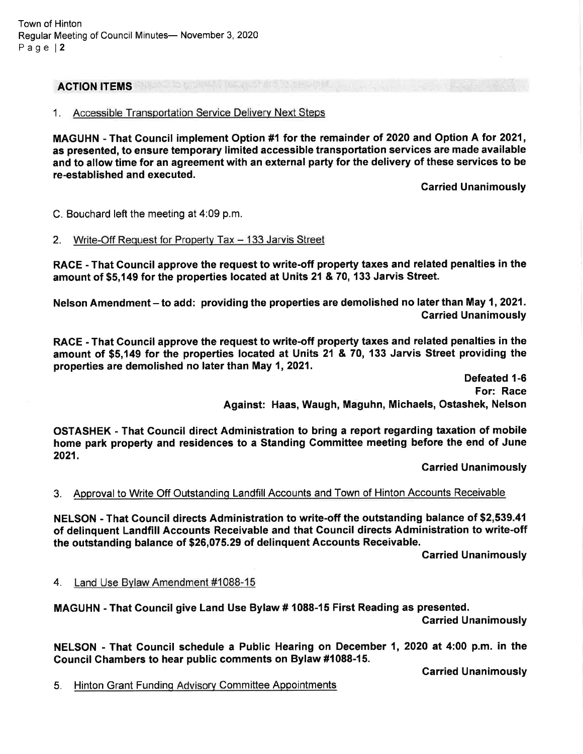## ACTION ITEMS

1. Accessible Transportation Service Delivery Next Steps

**MAGUHN - That Council implement Option #1 for the remainder of 2020 and Option A for 2021, as presented, to ensure temporary limited accessible transportation services are made available and to allow time for an agreement with an external party for the delivery of these services to be re-established and executed.**

**Carried Unanimously**

C. Bouchard left the meeting at 4:09 p.m.

2. Write-Off Request for Property Tax – 133 Jarvis Street

**RACE - That Council approve the request to write-off property taxes and related penalties in the amount of $5,149 for the properties located at Units 21 & 70, 133 Jarvis Street.**

**Nelson Amendment – to add: providing the properties are demolished no later than May 1, 2021.**

**Carried Unanimously**

**RACE - That Council approve the request to write-off property taxes and related penalties in the amount of $5,149 for the properties located at Units 21 & 70, 133 Jarvis Street providing the properties are demolished no later than May 1, 2021.**

**Defeated 1-6**
**For: Race**
**Against: Haas, Waugh, Maguhn, Michaels, Ostashek, Nelson**

**OSTASHEK - That Council direct Administration to bring a report regarding taxation of mobile home park property and residences to a Standing Committee meeting before the end of June 2021.**

**Carried Unanimously**

3. Approval to Write Off Outstanding Landfill Accounts and Town of Hinton Accounts Receivable

**NELSON - That Council directs Administration to write-off the outstanding balance of $2,539.41 of delinquent Landfill Accounts Receivable and that Council directs Administration to write-off the outstanding balance of $26,075.29 of delinquent Accounts Receivable.**

**Carried Unanimously**

4. Land Use Bylaw Amendment #1088-15

**MAGUHN - That Council give Land Use Bylaw # 1088-15 First Reading as presented.**

**Carried Unanimously**

**NELSON - That Council schedule a Public Hearing on December 1, 2020 at 4:00 p.m. in the Council Chambers to hear public comments on Bylaw #1088-15.**

**Carried Unanimously**

5. Hinton Grant Funding Advisory Committee Appointments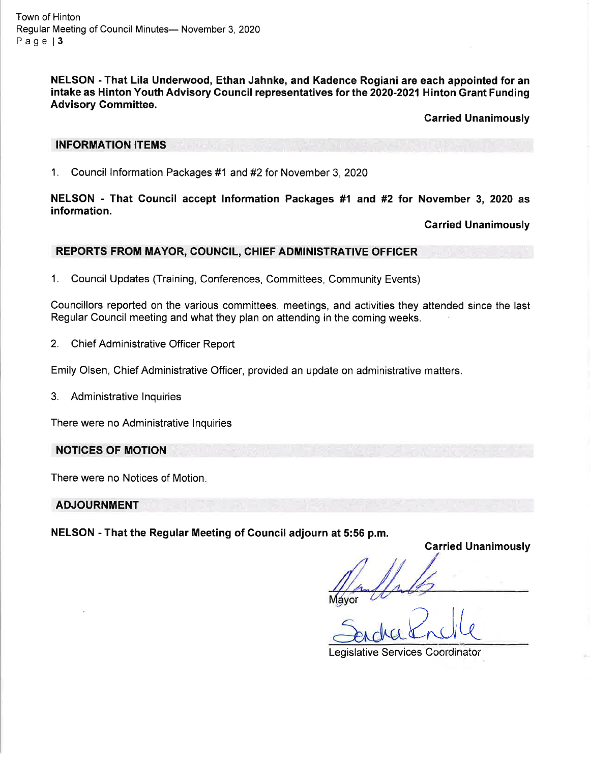**NELSON - That Lila Underwood, Ethan Jahnke, and Kadence Rogiani are each appointed for an intake as Hinton Youth Advisory Council representatives for the 2020-2021 Hinton Grant Funding Advisory Committee.**

**Carried Unanimously**

## INFORMATION ITEMS

1. Council Information Packages #1 and #2 for November 3, 2020

**NELSON - That Council accept Information Packages #1 and #2 for November 3, 2020 as information.**

**Carried Unanimously**

## REPORTS FROM MAYOR, COUNCIL, CHIEF ADMINISTRATIVE OFFICER

1. Council Updates (Training, Conferences, Committees, Community Events)

Councillors reported on the various committees, meetings, and activities they attended since the last Regular Council meeting and what they plan on attending in the coming weeks.

2. Chief Administrative Officer Report

Emily Olsen, Chief Administrative Officer, provided an update on administrative matters.

3. Administrative Inquiries

There were no Administrative Inquiries

## NOTICES OF MOTION

There were no Notices of Motion.

## ADJOURNMENT

**NELSON - That the Regular Meeting of Council adjourn at 5:56 p.m.**

**Carried Unanimously**

Mayor

Legislative Services Coordinator